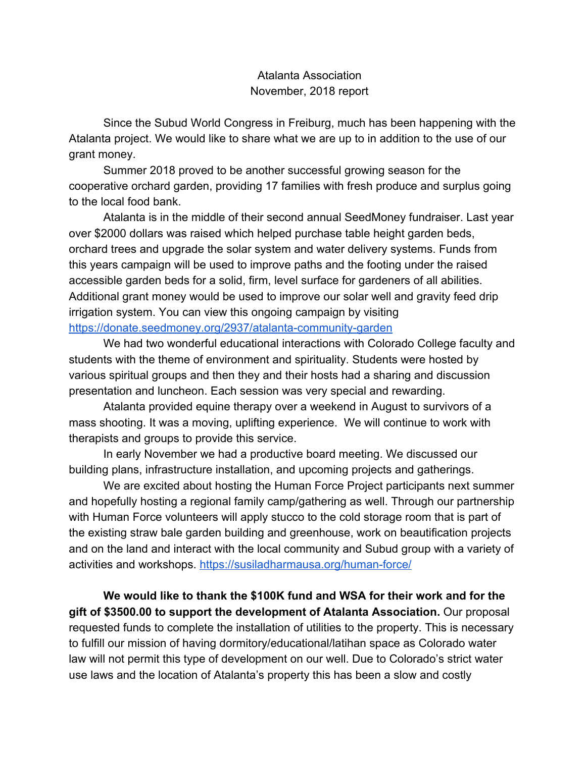Atalanta Association
November, 2018 report

Since the Subud World Congress in Freiburg, much has been happening with the Atalanta project. We would like to share what we are up to in addition to the use of our grant money.

Summer 2018 proved to be another successful growing season for the cooperative orchard garden, providing 17 families with fresh produce and surplus going to the local food bank.

Atalanta is in the middle of their second annual SeedMoney fundraiser. Last year over $2000 dollars was raised which helped purchase table height garden beds, orchard trees and upgrade the solar system and water delivery systems. Funds from this years campaign will be used to improve paths and the footing under the raised accessible garden beds for a solid, firm, level surface for gardeners of all abilities. Additional grant money would be used to improve our solar well and gravity feed drip irrigation system. You can view this ongoing campaign by visiting https://donate.seedmoney.org/2937/atalanta-community-garden

We had two wonderful educational interactions with Colorado College faculty and students with the theme of environment and spirituality. Students were hosted by various spiritual groups and then they and their hosts had a sharing and discussion presentation and luncheon. Each session was very special and rewarding.

Atalanta provided equine therapy over a weekend in August to survivors of a mass shooting. It was a moving, uplifting experience. We will continue to work with therapists and groups to provide this service.

In early November we had a productive board meeting. We discussed our building plans, infrastructure installation, and upcoming projects and gatherings.

We are excited about hosting the Human Force Project participants next summer and hopefully hosting a regional family camp/gathering as well. Through our partnership with Human Force volunteers will apply stucco to the cold storage room that is part of the existing straw bale garden building and greenhouse, work on beautification projects and on the land and interact with the local community and Subud group with a variety of activities and workshops. https://susiladharmausa.org/human-force/

**We would like to thank the $100K fund and WSA for their work and for the gift of $3500.00 to support the development of Atalanta Association.** Our proposal requested funds to complete the installation of utilities to the property. This is necessary to fulfill our mission of having dormitory/educational/latihan space as Colorado water law will not permit this type of development on our well. Due to Colorado's strict water use laws and the location of Atalanta's property this has been a slow and costly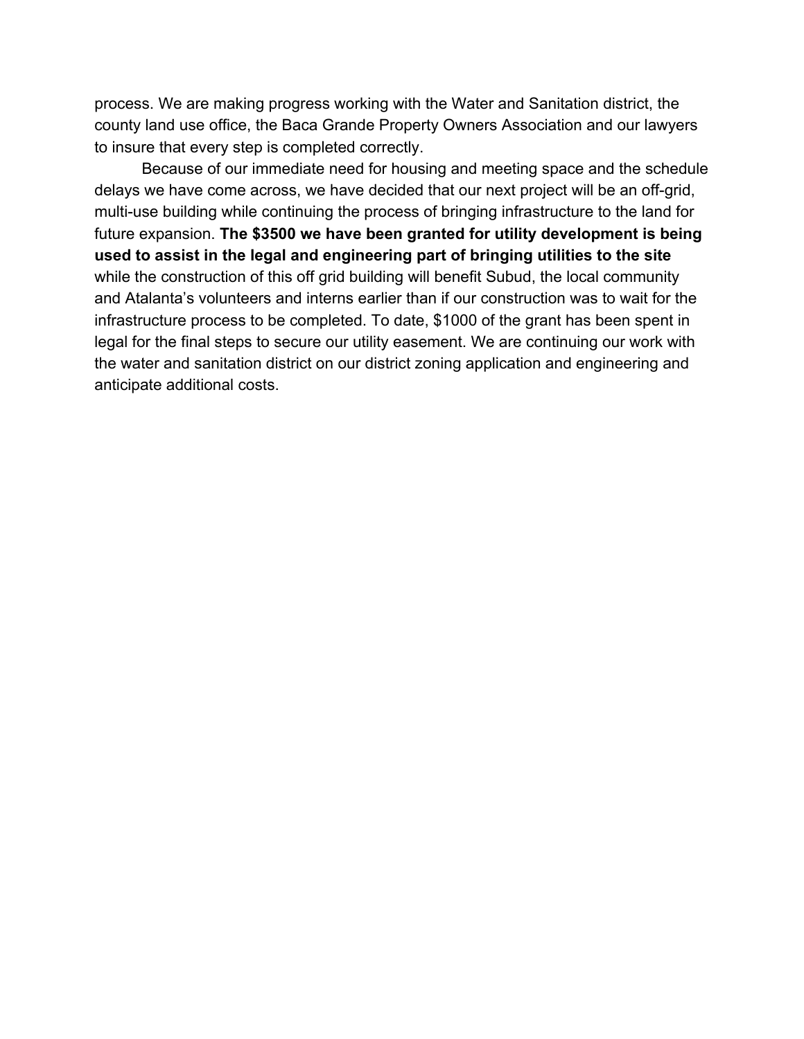process. We are making progress working with the Water and Sanitation district, the county land use office, the Baca Grande Property Owners Association and our lawyers to insure that every step is completed correctly.

Because of our immediate need for housing and meeting space and the schedule delays we have come across, we have decided that our next project will be an off-grid, multi-use building while continuing the process of bringing infrastructure to the land for future expansion. **The $3500 we have been granted for utility development is being used to assist in the legal and engineering part of bringing utilities to the site** while the construction of this off grid building will benefit Subud, the local community and Atalanta's volunteers and interns earlier than if our construction was to wait for the infrastructure process to be completed. To date, $1000 of the grant has been spent in legal for the final steps to secure our utility easement. We are continuing our work with the water and sanitation district on our district zoning application and engineering and anticipate additional costs.